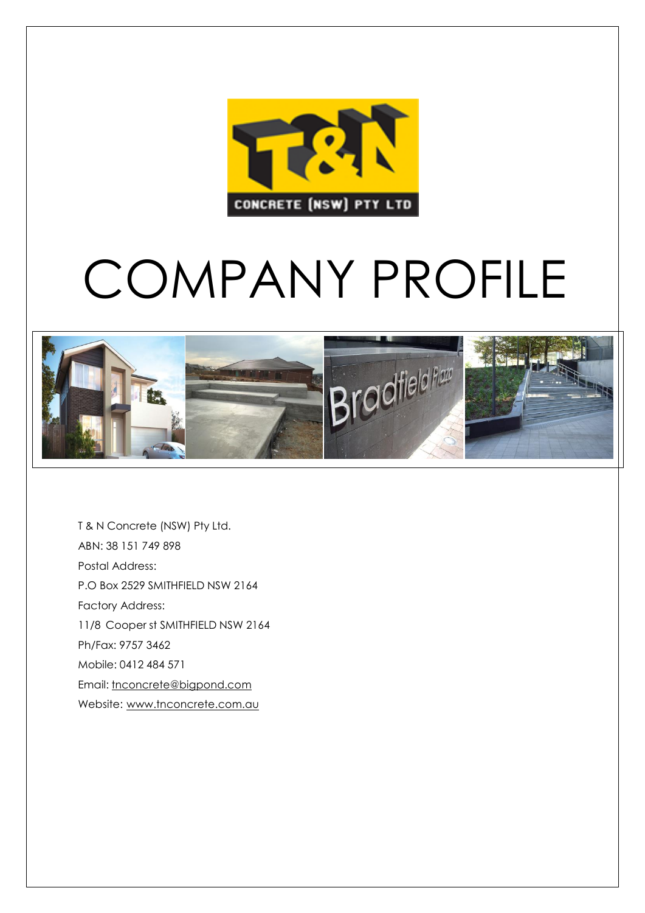# COMPANY PROFILE

T & N Concrete (NSW) Pty Ltd.

ABN: 38 151 749 898

Postal Address:

P.O Box 2529 SMITHFIELD NSW 2164

Factory Address:

11/8 Cooper st SMITHFIELD NSW 2164

Ph/Fax: 9757 3462

Mobile: 0412 484 571

Email: tnconcrete@bigpond.com

Website: www.tnconcrete.com.au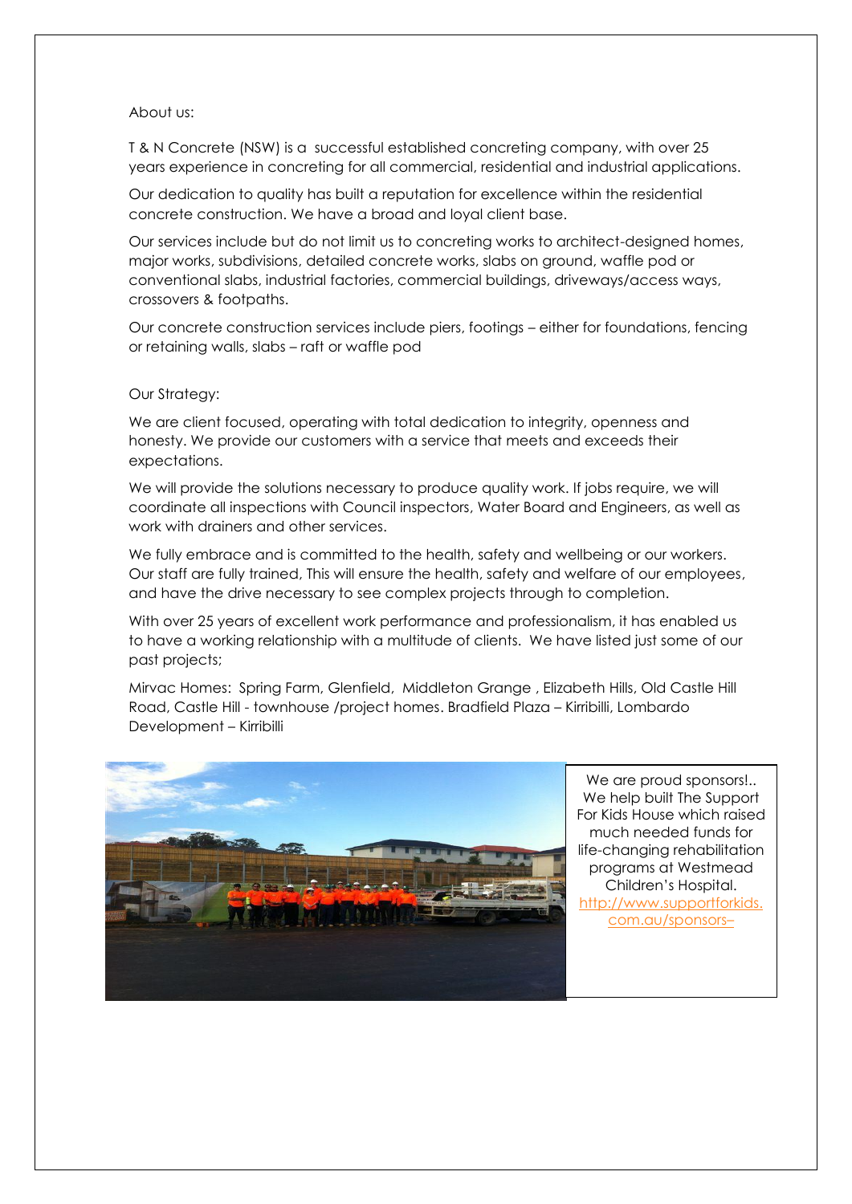About us:

T & N Concrete (NSW) is a successful established concreting company, with over 25 years experience in concreting for all commercial, residential and industrial applications.

Our dedication to quality has built a reputation for excellence within the residential concrete construction. We have a broad and loyal client base.

Our services include but do not limit us to concreting works to architect-designed homes, major works, subdivisions, detailed concrete works, slabs on ground, waffle pod or conventional slabs, industrial factories, commercial buildings, driveways/access ways, crossovers & footpaths.

Our concrete construction services include piers, footings – either for foundations, fencing or retaining walls, slabs – raft or waffle pod

Our Strategy:

We are client focused, operating with total dedication to integrity, openness and honesty. We provide our customers with a service that meets and exceeds their expectations.

We will provide the solutions necessary to produce quality work. If jobs require, we will coordinate all inspections with Council inspectors, Water Board and Engineers, as well as work with drainers and other services.

We fully embrace and is committed to the health, safety and wellbeing or our workers. Our staff are fully trained, This will ensure the health, safety and welfare of our employees, and have the drive necessary to see complex projects through to completion.

With over 25 years of excellent work performance and professionalism, it has enabled us to have a working relationship with a multitude of clients. We have listed just some of our past projects;

Mirvac Homes: Spring Farm, Glenfield, Middleton Grange , Elizabeth Hills, Old Castle Hill Road, Castle Hill - townhouse /project homes. Bradfield Plaza – Kirribilli, Lombardo Development – Kirribilli

We are proud sponsors!.. We help built The Support For Kids House which raised much needed funds for life-changing rehabilitation programs at Westmead Children's Hospital. http://www.supportforkids.com.au/sponsors–